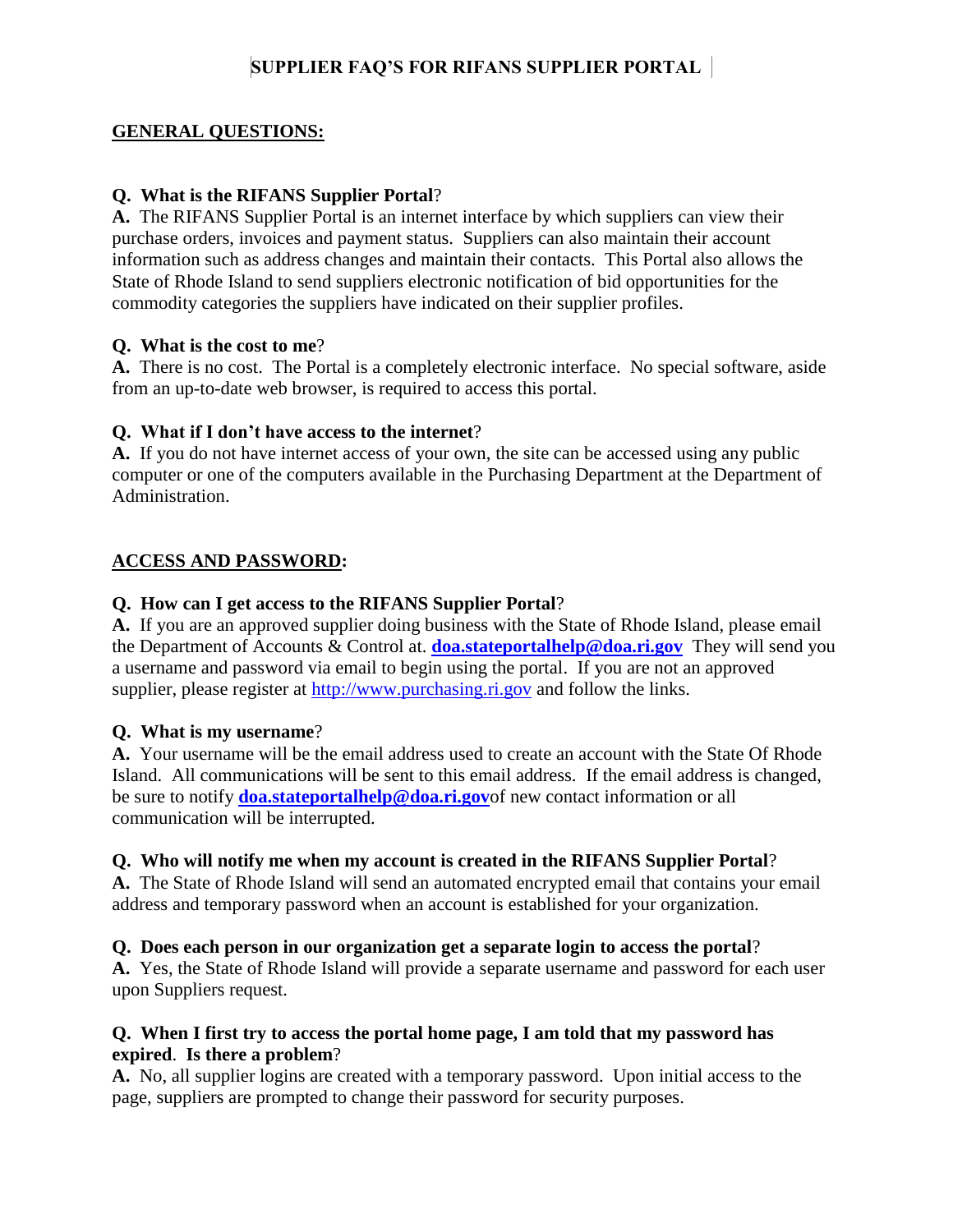# SUPPLIER FAQ'S FOR RIFANS SUPPLIER PORTAL

## GENERAL QUESTIONS:

**Q. What is the RIFANS Supplier Portal**?
**A.** The RIFANS Supplier Portal is an internet interface by which suppliers can view their purchase orders, invoices and payment status. Suppliers can also maintain their account information such as address changes and maintain their contacts. This Portal also allows the State of Rhode Island to send suppliers electronic notification of bid opportunities for the commodity categories the suppliers have indicated on their supplier profiles.

**Q. What is the cost to me**?
**A.** There is no cost. The Portal is a completely electronic interface. No special software, aside from an up-to-date web browser, is required to access this portal.

**Q. What if I don't have access to the internet**?
**A.** If you do not have internet access of your own, the site can be accessed using any public computer or one of the computers available in the Purchasing Department at the Department of Administration.

## ACCESS AND PASSWORD:

**Q. How can I get access to the RIFANS Supplier Portal**?
**A.** If you are an approved supplier doing business with the State of Rhode Island, please email the Department of Accounts & Control at. **doa.stateportalhelp@doa.ri.gov** They will send you a username and password via email to begin using the portal. If you are not an approved supplier, please register at http://www.purchasing.ri.gov and follow the links.

**Q. What is my username**?
**A.** Your username will be the email address used to create an account with the State Of Rhode Island. All communications will be sent to this email address. If the email address is changed, be sure to notify **doa.stateportalhelp@doa.ri.gov**of new contact information or all communication will be interrupted.

**Q. Who will notify me when my account is created in the RIFANS Supplier Portal**?
**A.** The State of Rhode Island will send an automated encrypted email that contains your email address and temporary password when an account is established for your organization.

**Q. Does each person in our organization get a separate login to access the portal**?
**A.** Yes, the State of Rhode Island will provide a separate username and password for each user upon Suppliers request.

**Q. When I first try to access the portal home page, I am told that my password has expired. Is there a problem**?
**A.** No, all supplier logins are created with a temporary password. Upon initial access to the page, suppliers are prompted to change their password for security purposes.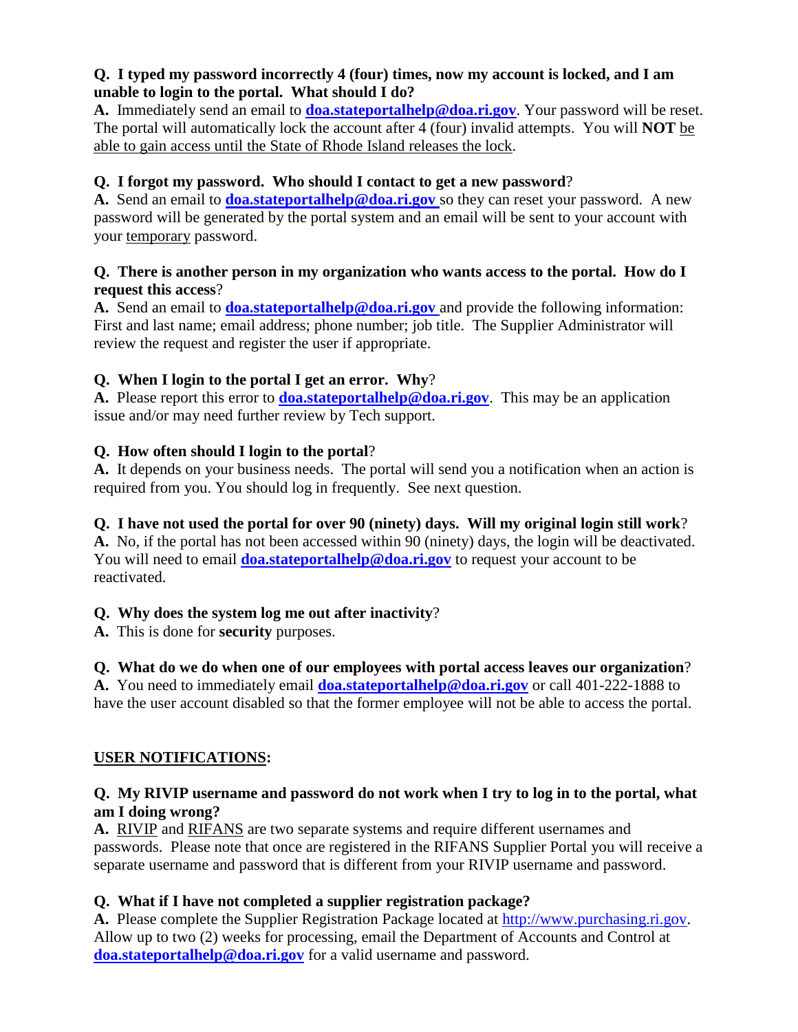**Q. I typed my password incorrectly 4 (four) times, now my account is locked, and I am unable to login to the portal. What should I do?**
**A.** Immediately send an email to **doa.stateportalhelp@doa.ri.gov**. Your password will be reset. The portal will automatically lock the account after 4 (four) invalid attempts. You will **NOT** be able to gain access until the State of Rhode Island releases the lock.

**Q. I forgot my password. Who should I contact to get a new password?**
**A.** Send an email to **doa.stateportalhelp@doa.ri.gov** so they can reset your password. A new password will be generated by the portal system and an email will be sent to your account with your temporary password.

**Q. There is another person in my organization who wants access to the portal. How do I request this access?**
**A.** Send an email to **doa.stateportalhelp@doa.ri.gov** and provide the following information: First and last name; email address; phone number; job title. The Supplier Administrator will review the request and register the user if appropriate.

**Q. When I login to the portal I get an error. Why?**
**A.** Please report this error to **doa.stateportalhelp@doa.ri.gov**. This may be an application issue and/or may need further review by Tech support.

**Q. How often should I login to the portal?**
**A.** It depends on your business needs. The portal will send you a notification when an action is required from you. You should log in frequently. See next question.

**Q. I have not used the portal for over 90 (ninety) days. Will my original login still work?**
**A.** No, if the portal has not been accessed within 90 (ninety) days, the login will be deactivated. You will need to email **doa.stateportalhelp@doa.ri.gov** to request your account to be reactivated.

**Q. Why does the system log me out after inactivity?**
**A.** This is done for **security** purposes.

**Q. What do we do when one of our employees with portal access leaves our organization?**
**A.** You need to immediately email **doa.stateportalhelp@doa.ri.gov** or call 401-222-1888 to have the user account disabled so that the former employee will not be able to access the portal.

## USER NOTIFICATIONS:

**Q. My RIVIP username and password do not work when I try to log in to the portal, what am I doing wrong?**
**A.** RIVIP and RIFANS are two separate systems and require different usernames and passwords. Please note that once are registered in the RIFANS Supplier Portal you will receive a separate username and password that is different from your RIVIP username and password.

**Q. What if I have not completed a supplier registration package?**
**A.** Please complete the Supplier Registration Package located at http://www.purchasing.ri.gov. Allow up to two (2) weeks for processing, email the Department of Accounts and Control at **doa.stateportalhelp@doa.ri.gov** for a valid username and password.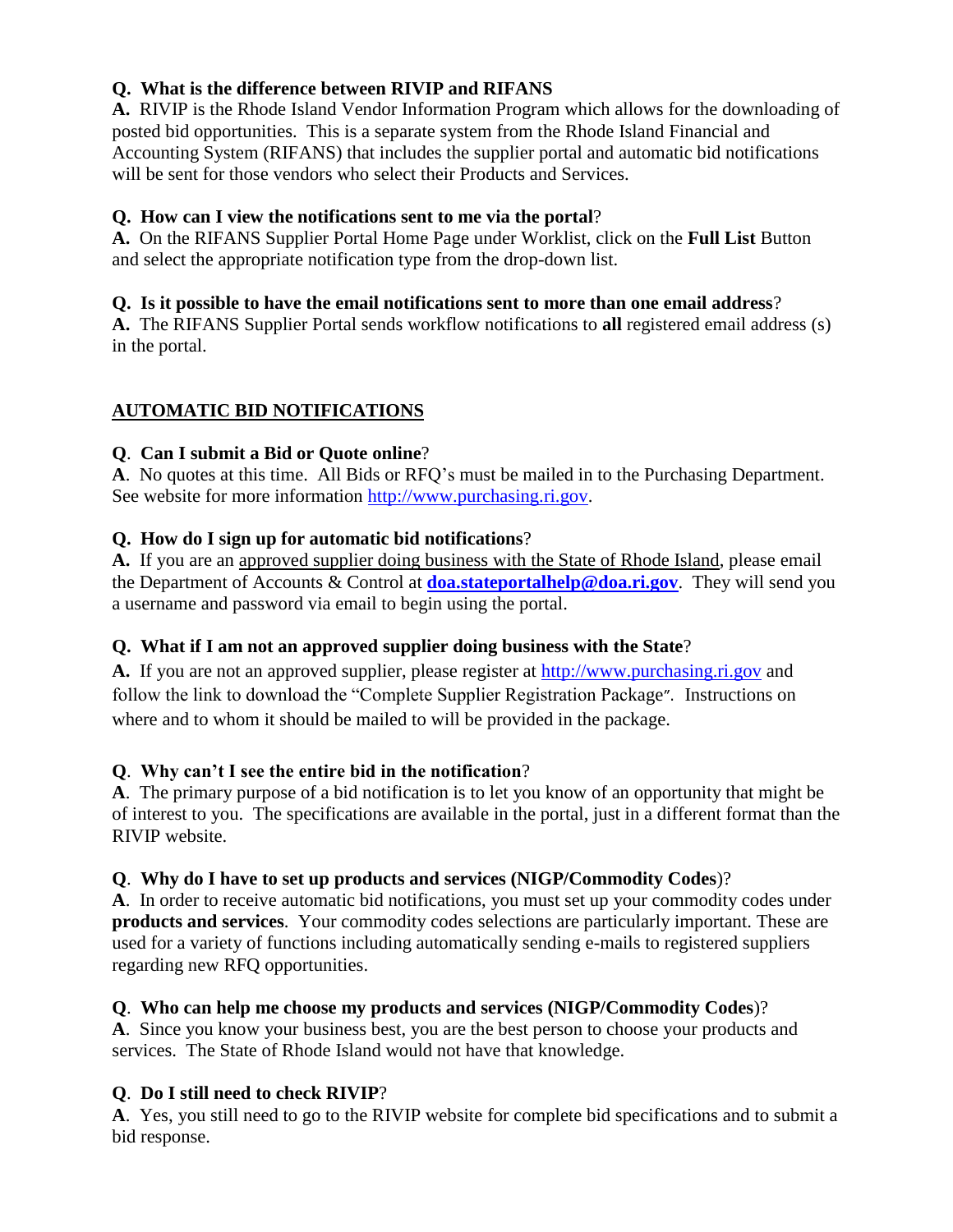**Q. What is the difference between RIVIP and RIFANS**
**A.** RIVIP is the Rhode Island Vendor Information Program which allows for the downloading of posted bid opportunities. This is a separate system from the Rhode Island Financial and Accounting System (RIFANS) that includes the supplier portal and automatic bid notifications will be sent for those vendors who select their Products and Services.

**Q. How can I view the notifications sent to me via the portal**?
**A.** On the RIFANS Supplier Portal Home Page under Worklist, click on the **Full List** Button and select the appropriate notification type from the drop-down list.

**Q. Is it possible to have the email notifications sent to more than one email address**?
**A.** The RIFANS Supplier Portal sends workflow notifications to **all** registered email address (s) in the portal.

## AUTOMATIC BID NOTIFICATIONS

**Q**. **Can I submit a Bid or Quote online**?
**A**. No quotes at this time. All Bids or RFQ's must be mailed in to the Purchasing Department. See website for more information http://www.purchasing.ri.gov.

**Q. How do I sign up for automatic bid notifications**?
**A.** If you are an approved supplier doing business with the State of Rhode Island, please email the Department of Accounts & Control at **doa.stateportalhelp@doa.ri.gov**. They will send you a username and password via email to begin using the portal.

**Q. What if I am not an approved supplier doing business with the State**?
**A.** If you are not an approved supplier, please register at http://www.purchasing.ri.gov and follow the link to download the "Complete Supplier Registration Package". Instructions on where and to whom it should be mailed to will be provided in the package.

**Q**. **Why can't I see the entire bid in the notification**?
**A**. The primary purpose of a bid notification is to let you know of an opportunity that might be of interest to you. The specifications are available in the portal, just in a different format than the RIVIP website.

**Q**. **Why do I have to set up products and services (NIGP/Commodity Codes**)?
**A**. In order to receive automatic bid notifications, you must set up your commodity codes under **products and services**. Your commodity codes selections are particularly important. These are used for a variety of functions including automatically sending e-mails to registered suppliers regarding new RFQ opportunities.

**Q**. **Who can help me choose my products and services (NIGP/Commodity Codes**)?
**A**. Since you know your business best, you are the best person to choose your products and services. The State of Rhode Island would not have that knowledge.

**Q**. **Do I still need to check RIVIP**?
**A**. Yes, you still need to go to the RIVIP website for complete bid specifications and to submit a bid response.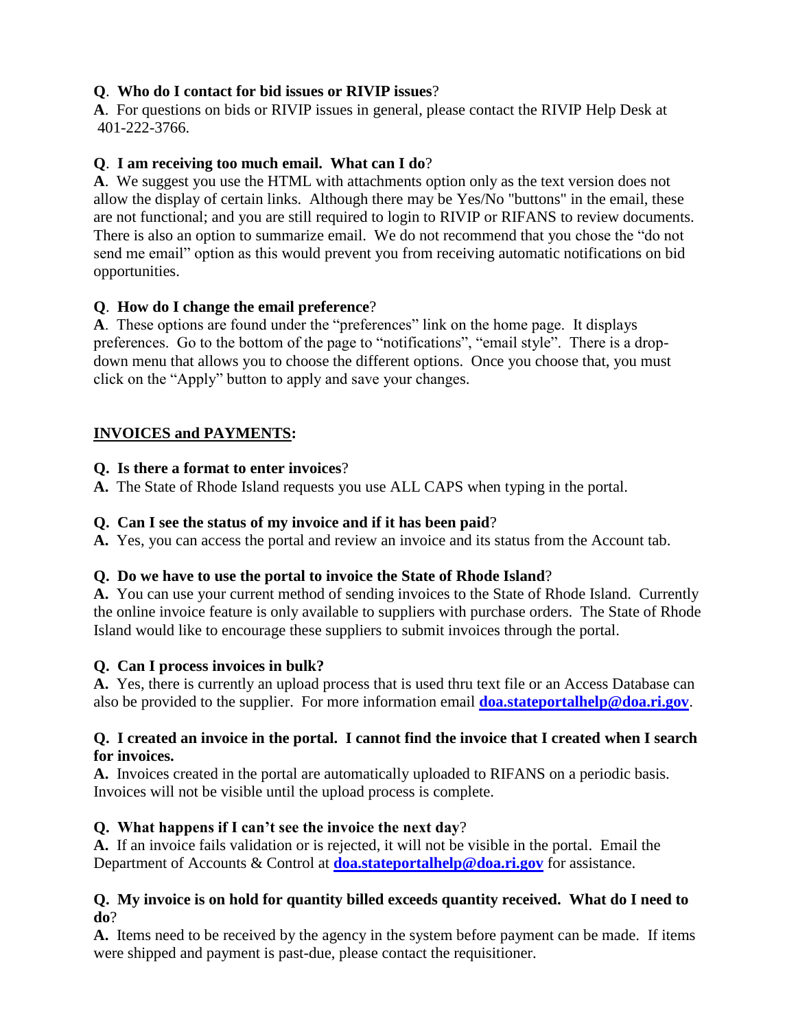**Q**. **Who do I contact for bid issues or RIVIP issues**?
**A**. For questions on bids or RIVIP issues in general, please contact the RIVIP Help Desk at 401-222-3766.

**Q**. **I am receiving too much email. What can I do**?
**A**. We suggest you use the HTML with attachments option only as the text version does not allow the display of certain links. Although there may be Yes/No "buttons" in the email, these are not functional; and you are still required to login to RIVIP or RIFANS to review documents. There is also an option to summarize email. We do not recommend that you chose the "do not send me email" option as this would prevent you from receiving automatic notifications on bid opportunities.

**Q**. **How do I change the email preference**?
**A**. These options are found under the "preferences" link on the home page. It displays preferences. Go to the bottom of the page to "notifications", "email style". There is a drop-down menu that allows you to choose the different options. Once you choose that, you must click on the "Apply" button to apply and save your changes.

## INVOICES and PAYMENTS:

**Q. Is there a format to enter invoices**?
**A.** The State of Rhode Island requests you use ALL CAPS when typing in the portal.

**Q. Can I see the status of my invoice and if it has been paid**?
**A.** Yes, you can access the portal and review an invoice and its status from the Account tab.

**Q. Do we have to use the portal to invoice the State of Rhode Island**?
**A.** You can use your current method of sending invoices to the State of Rhode Island. Currently the online invoice feature is only available to suppliers with purchase orders. The State of Rhode Island would like to encourage these suppliers to submit invoices through the portal.

**Q. Can I process invoices in bulk?**
**A.** Yes, there is currently an upload process that is used thru text file or an Access Database can also be provided to the supplier. For more information email **doa.stateportalhelp@doa.ri.gov**.

**Q. I created an invoice in the portal. I cannot find the invoice that I created when I search for invoices.**
**A.** Invoices created in the portal are automatically uploaded to RIFANS on a periodic basis. Invoices will not be visible until the upload process is complete.

**Q. What happens if I can't see the invoice the next day**?
**A.** If an invoice fails validation or is rejected, it will not be visible in the portal. Email the Department of Accounts & Control at **doa.stateportalhelp@doa.ri.gov** for assistance.

**Q. My invoice is on hold for quantity billed exceeds quantity received. What do I need to do**?
**A.** Items need to be received by the agency in the system before payment can be made. If items were shipped and payment is past-due, please contact the requisitioner.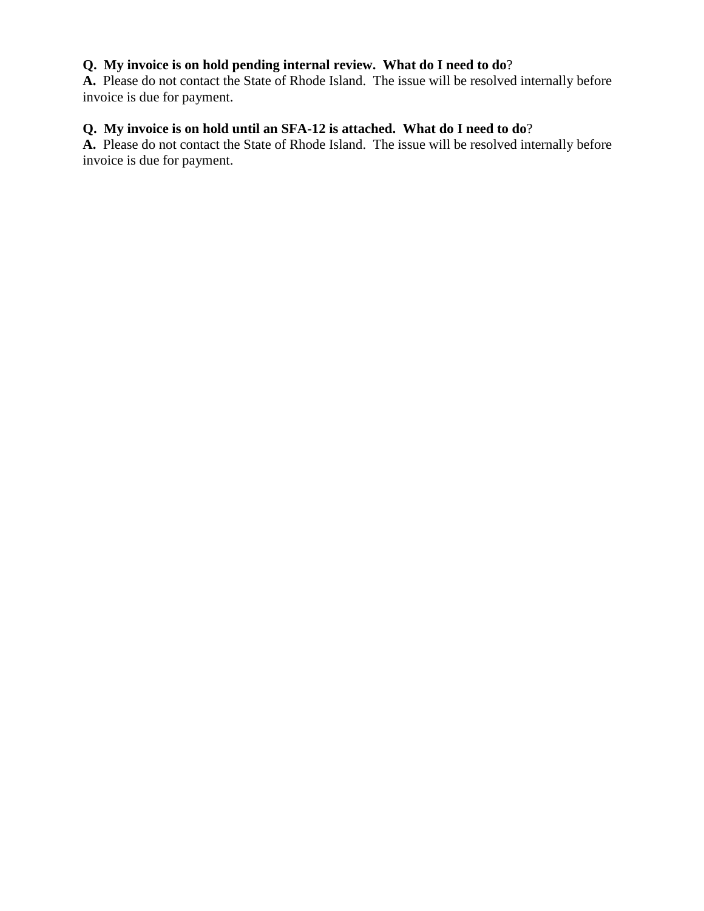**Q. My invoice is on hold pending internal review. What do I need to do**?
**A.** Please do not contact the State of Rhode Island. The issue will be resolved internally before invoice is due for payment.

**Q. My invoice is on hold until an SFA-12 is attached. What do I need to do**?
**A.** Please do not contact the State of Rhode Island. The issue will be resolved internally before invoice is due for payment.